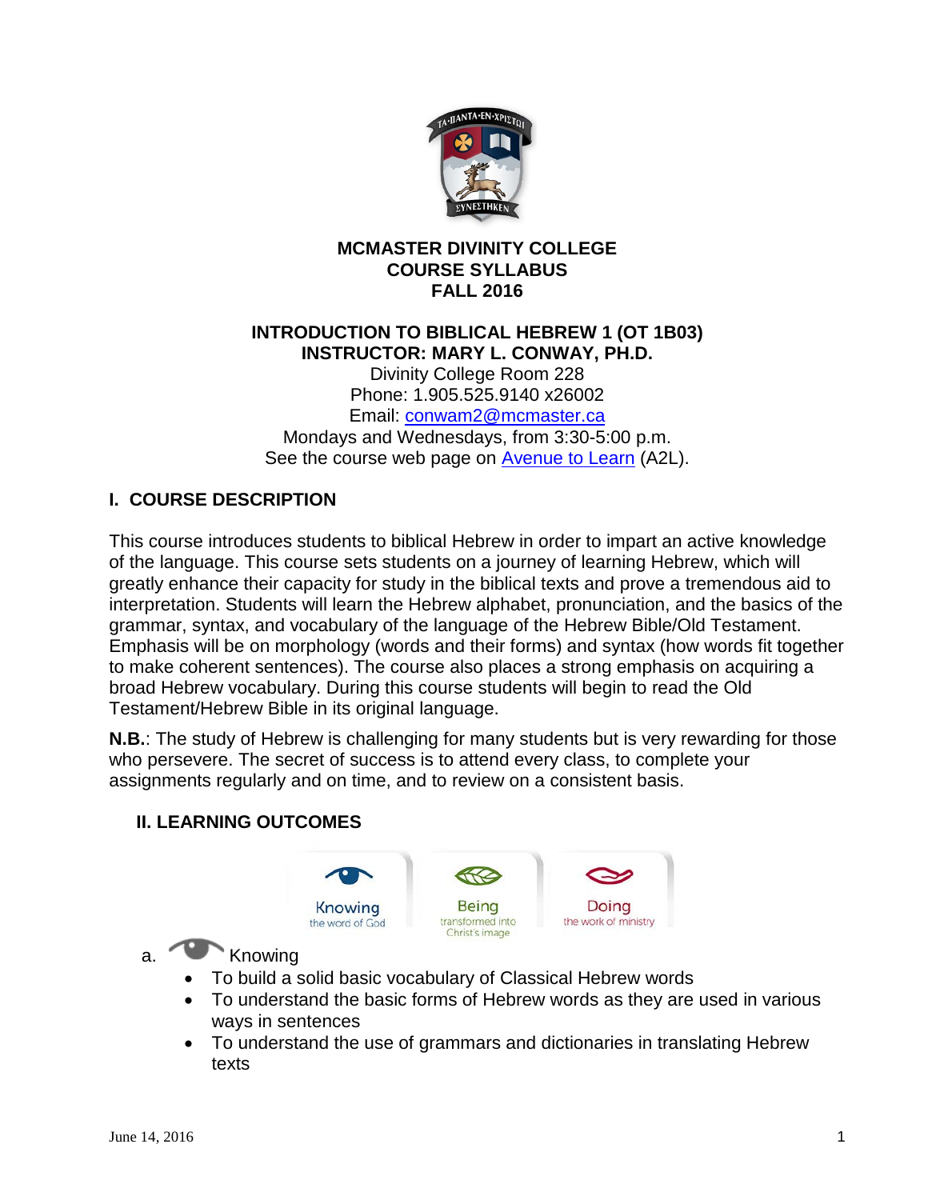**MCMASTER DIVINITY COLLEGE**
**COURSE SYLLABUS**
**FALL 2016**

**INTRODUCTION TO BIBLICAL HEBREW 1 (OT 1B03)**
**INSTRUCTOR: MARY L. CONWAY, PH.D.**
Divinity College Room 228
Phone: 1.905.525.9140 x26002
Email: conwam2@mcmaster.ca
Mondays and Wednesdays, from 3:30-5:00 p.m.
See the course web page on Avenue to Learn (A2L).

## I. COURSE DESCRIPTION

This course introduces students to biblical Hebrew in order to impart an active knowledge of the language. This course sets students on a journey of learning Hebrew, which will greatly enhance their capacity for study in the biblical texts and prove a tremendous aid to interpretation. Students will learn the Hebrew alphabet, pronunciation, and the basics of the grammar, syntax, and vocabulary of the language of the Hebrew Bible/Old Testament. Emphasis will be on morphology (words and their forms) and syntax (how words fit together to make coherent sentences). The course also places a strong emphasis on acquiring a broad Hebrew vocabulary. During this course students will begin to read the Old Testament/Hebrew Bible in its original language.

**N.B.**: The study of Hebrew is challenging for many students but is very rewarding for those who persevere. The secret of success is to attend every class, to complete your assignments regularly and on time, and to review on a consistent basis.

## II. LEARNING OUTCOMES

Knowing the word of God | Being transformed into Christ's image | Doing the work of ministry

a. Knowing

- To build a solid basic vocabulary of Classical Hebrew words
- To understand the basic forms of Hebrew words as they are used in various ways in sentences
- To understand the use of grammars and dictionaries in translating Hebrew texts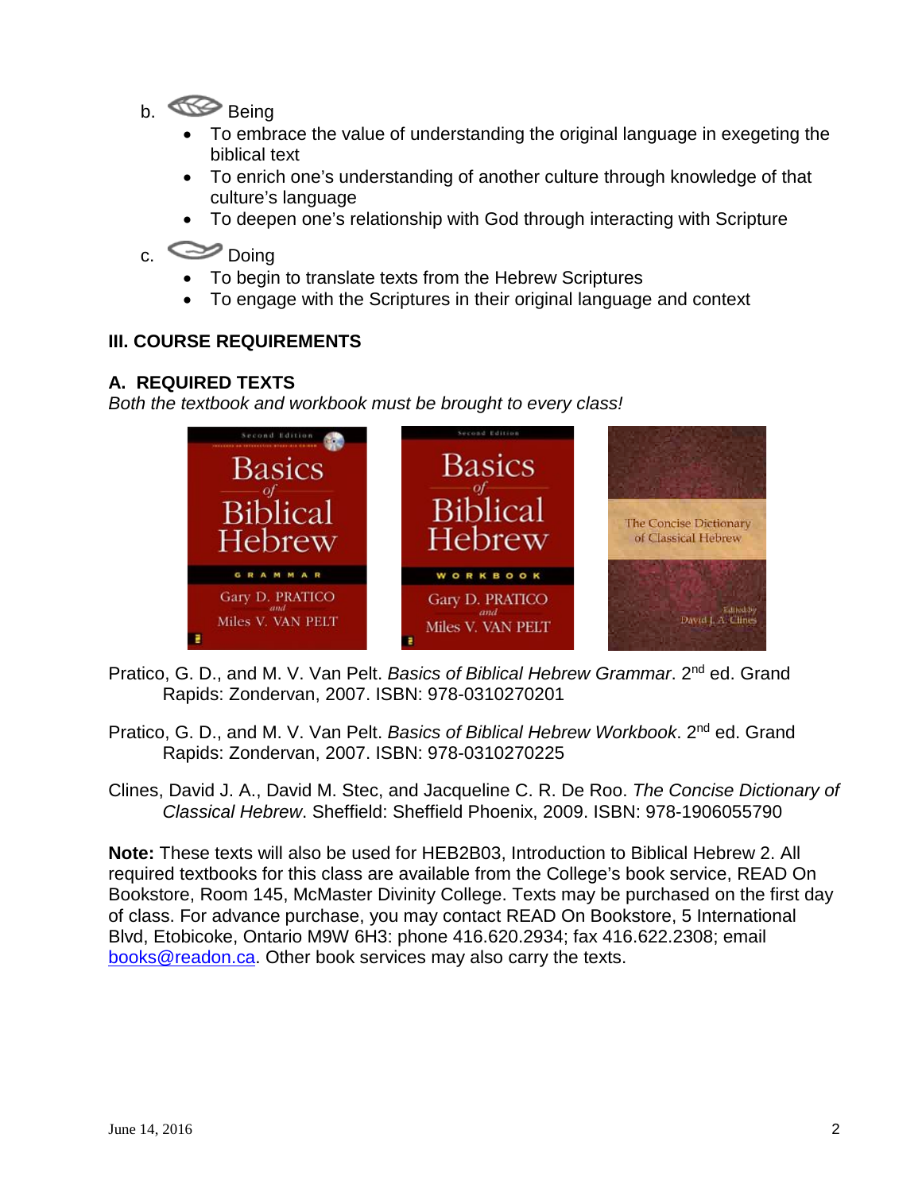b. Being

- To embrace the value of understanding the original language in exegeting the biblical text
- To enrich one's understanding of another culture through knowledge of that culture's language
- To deepen one's relationship with God through interacting with Scripture

c. Doing

- To begin to translate texts from the Hebrew Scriptures
- To engage with the Scriptures in their original language and context

## III. COURSE REQUIREMENTS

### A. REQUIRED TEXTS

*Both the textbook and workbook must be brought to every class!*

Pratico, G. D., and M. V. Van Pelt. *Basics of Biblical Hebrew Grammar*. 2nd ed. Grand Rapids: Zondervan, 2007. ISBN: 978-0310270201

Pratico, G. D., and M. V. Van Pelt. *Basics of Biblical Hebrew Workbook*. 2nd ed. Grand Rapids: Zondervan, 2007. ISBN: 978-0310270225

Clines, David J. A., David M. Stec, and Jacqueline C. R. De Roo. *The Concise Dictionary of Classical Hebrew*. Sheffield: Sheffield Phoenix, 2009. ISBN: 978-1906055790

**Note:** These texts will also be used for HEB2B03, Introduction to Biblical Hebrew 2. All required textbooks for this class are available from the College's book service, READ On Bookstore, Room 145, McMaster Divinity College. Texts may be purchased on the first day of class. For advance purchase, you may contact READ On Bookstore, 5 International Blvd, Etobicoke, Ontario M9W 6H3: phone 416.620.2934; fax 416.622.2308; email books@readon.ca. Other book services may also carry the texts.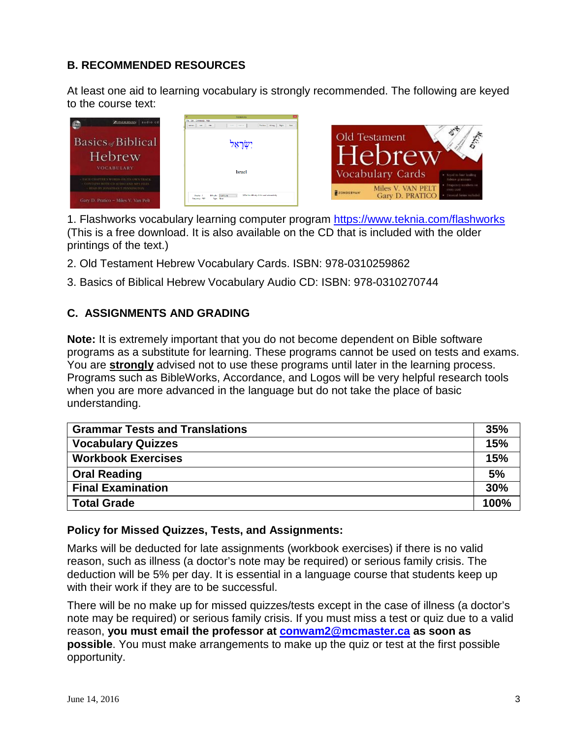## B. RECOMMENDED RESOURCES

At least one aid to learning vocabulary is strongly recommended. The following are keyed to the course text:

1. Flashworks vocabulary learning computer program https://www.teknia.com/flashworks (This is a free download. It is also available on the CD that is included with the older printings of the text.)

2. Old Testament Hebrew Vocabulary Cards. ISBN: 978-0310259862

3. Basics of Biblical Hebrew Vocabulary Audio CD: ISBN: 978-0310270744

## C. ASSIGNMENTS AND GRADING

**Note:** It is extremely important that you do not become dependent on Bible software programs as a substitute for learning. These programs cannot be used on tests and exams. You are **strongly** advised not to use these programs until later in the learning process. Programs such as BibleWorks, Accordance, and Logos will be very helpful research tools when you are more advanced in the language but do not take the place of basic understanding.

| Grammar Tests and Translations | 35% |
|---|---|
| Vocabulary Quizzes | 15% |
| Workbook Exercises | 15% |
| Oral Reading | 5% |
| Final Examination | 30% |
| Total Grade | 100% |

**Policy for Missed Quizzes, Tests, and Assignments:**

Marks will be deducted for late assignments (workbook exercises) if there is no valid reason, such as illness (a doctor's note may be required) or serious family crisis. The deduction will be 5% per day. It is essential in a language course that students keep up with their work if they are to be successful.

There will be no make up for missed quizzes/tests except in the case of illness (a doctor's note may be required) or serious family crisis. If you must miss a test or quiz due to a valid reason, **you must email the professor at conwam2@mcmaster.ca as soon as possible**. You must make arrangements to make up the quiz or test at the first possible opportunity.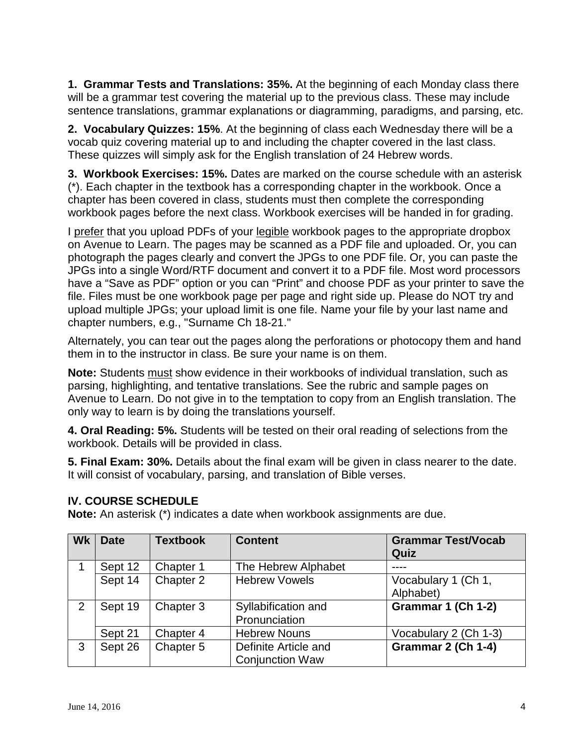**1. Grammar Tests and Translations: 35%.** At the beginning of each Monday class there will be a grammar test covering the material up to the previous class. These may include sentence translations, grammar explanations or diagramming, paradigms, and parsing, etc.

**2. Vocabulary Quizzes: 15%**. At the beginning of class each Wednesday there will be a vocab quiz covering material up to and including the chapter covered in the last class. These quizzes will simply ask for the English translation of 24 Hebrew words.

**3. Workbook Exercises: 15%.** Dates are marked on the course schedule with an asterisk (*). Each chapter in the textbook has a corresponding chapter in the workbook. Once a chapter has been covered in class, students must then complete the corresponding workbook pages before the next class. Workbook exercises will be handed in for grading.

I prefer that you upload PDFs of your legible workbook pages to the appropriate dropbox on Avenue to Learn. The pages may be scanned as a PDF file and uploaded. Or, you can photograph the pages clearly and convert the JPGs to one PDF file. Or, you can paste the JPGs into a single Word/RTF document and convert it to a PDF file. Most word processors have a "Save as PDF" option or you can "Print" and choose PDF as your printer to save the file. Files must be one workbook page per page and right side up. Please do NOT try and upload multiple JPGs; your upload limit is one file. Name your file by your last name and chapter numbers, e.g., "Surname Ch 18-21."

Alternately, you can tear out the pages along the perforations or photocopy them and hand them in to the instructor in class. Be sure your name is on them.

**Note:** Students must show evidence in their workbooks of individual translation, such as parsing, highlighting, and tentative translations. See the rubric and sample pages on Avenue to Learn. Do not give in to the temptation to copy from an English translation. The only way to learn is by doing the translations yourself.

**4. Oral Reading: 5%.** Students will be tested on their oral reading of selections from the workbook. Details will be provided in class.

**5. Final Exam: 30%.** Details about the final exam will be given in class nearer to the date. It will consist of vocabulary, parsing, and translation of Bible verses.

## IV. COURSE SCHEDULE

**Note:** An asterisk (*) indicates a date when workbook assignments are due.

| Wk | Date | Textbook | Content | Grammar Test/Vocab Quiz |
|---|---|---|---|---|
| 1 | Sept 12 | Chapter 1 | The Hebrew Alphabet | ---- |
| | Sept 14 | Chapter 2 | Hebrew Vowels | Vocabulary 1 (Ch 1, Alphabet) |
| 2 | Sept 19 | Chapter 3 | Syllabification and Pronunciation | **Grammar 1 (Ch 1-2)** |
| | Sept 21 | Chapter 4 | Hebrew Nouns | Vocabulary 2 (Ch 1-3) |
| 3 | Sept 26 | Chapter 5 | Definite Article and Conjunction Waw | **Grammar 2 (Ch 1-4)** |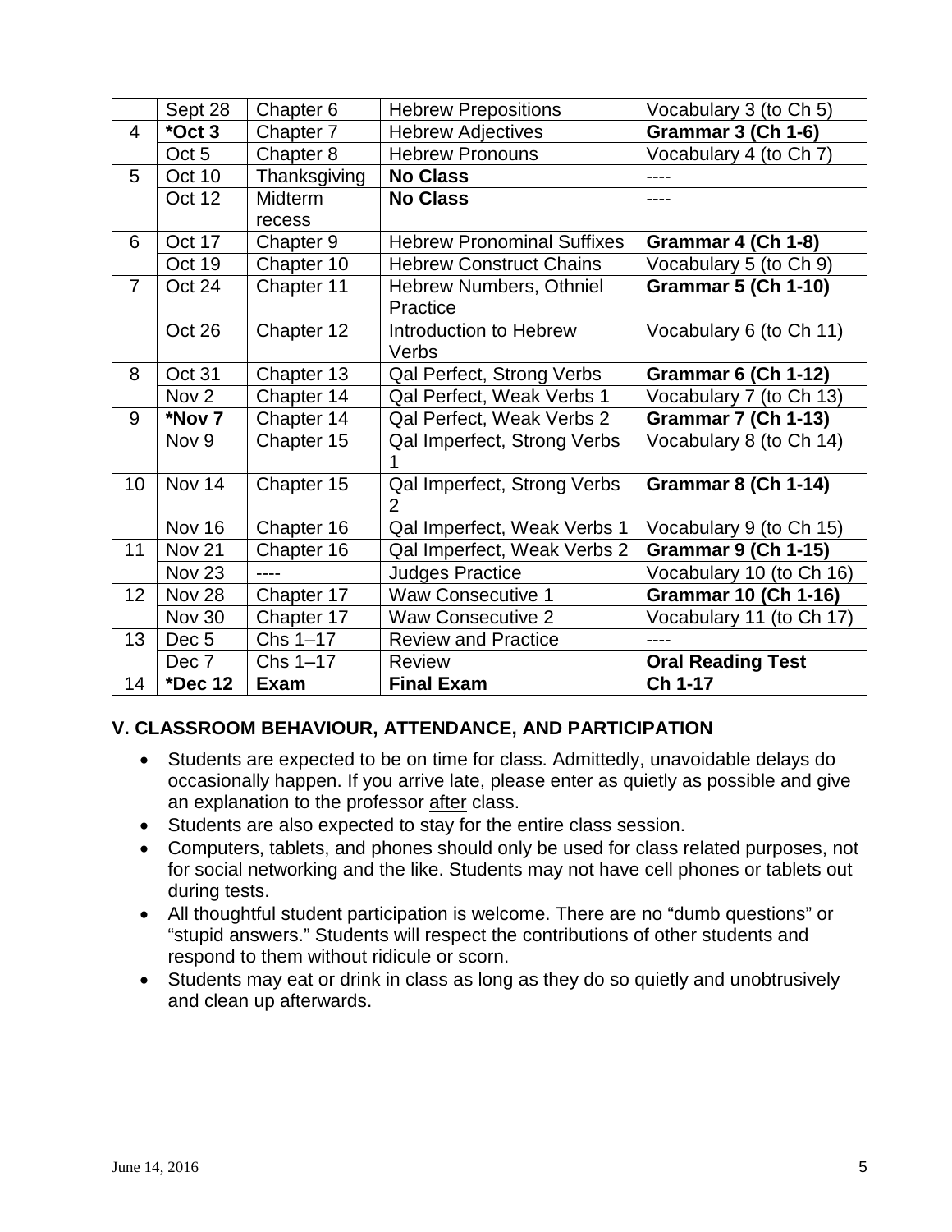| | | | | |
|---|---|---|---|---|
| | Sept 28 | Chapter 6 | Hebrew Prepositions | Vocabulary 3 (to Ch 5) |
| 4 | ***Oct 3** | Chapter 7 | Hebrew Adjectives | **Grammar 3 (Ch 1-6)** |
| | Oct 5 | Chapter 8 | Hebrew Pronouns | Vocabulary 4 (to Ch 7) |
| 5 | Oct 10 | Thanksgiving | **No Class** | ---- |
| | Oct 12 | Midterm recess | **No Class** | ---- |
| 6 | Oct 17 | Chapter 9 | Hebrew Pronominal Suffixes | **Grammar 4 (Ch 1-8)** |
| | Oct 19 | Chapter 10 | Hebrew Construct Chains | Vocabulary 5 (to Ch 9) |
| 7 | Oct 24 | Chapter 11 | Hebrew Numbers, Othniel Practice | **Grammar 5 (Ch 1-10)** |
| | Oct 26 | Chapter 12 | Introduction to Hebrew Verbs | Vocabulary 6 (to Ch 11) |
| 8 | Oct 31 | Chapter 13 | Qal Perfect, Strong Verbs | **Grammar 6 (Ch 1-12)** |
| | Nov 2 | Chapter 14 | Qal Perfect, Weak Verbs 1 | Vocabulary 7 (to Ch 13) |
| 9 | ***Nov 7** | Chapter 14 | Qal Perfect, Weak Verbs 2 | **Grammar 7 (Ch 1-13)** |
| | Nov 9 | Chapter 15 | Qal Imperfect, Strong Verbs 1 | Vocabulary 8 (to Ch 14) |
| 10 | Nov 14 | Chapter 15 | Qal Imperfect, Strong Verbs 2 | **Grammar 8 (Ch 1-14)** |
| | Nov 16 | Chapter 16 | Qal Imperfect, Weak Verbs 1 | Vocabulary 9 (to Ch 15) |
| 11 | Nov 21 | Chapter 16 | Qal Imperfect, Weak Verbs 2 | **Grammar 9 (Ch 1-15)** |
| | Nov 23 | ---- | Judges Practice | Vocabulary 10 (to Ch 16) |
| 12 | Nov 28 | Chapter 17 | Waw Consecutive 1 | **Grammar 10 (Ch 1-16)** |
| | Nov 30 | Chapter 17 | Waw Consecutive 2 | Vocabulary 11 (to Ch 17) |
| 13 | Dec 5 | Chs 1–17 | Review and Practice | ---- |
| | Dec 7 | Chs 1–17 | Review | **Oral Reading Test** |
| 14 | ***Dec 12** | **Exam** | **Final Exam** | **Ch 1-17** |

## V. CLASSROOM BEHAVIOUR, ATTENDANCE, AND PARTICIPATION

- Students are expected to be on time for class. Admittedly, unavoidable delays do occasionally happen. If you arrive late, please enter as quietly as possible and give an explanation to the professor after class.
- Students are also expected to stay for the entire class session.
- Computers, tablets, and phones should only be used for class related purposes, not for social networking and the like. Students may not have cell phones or tablets out during tests.
- All thoughtful student participation is welcome. There are no "dumb questions" or "stupid answers." Students will respect the contributions of other students and respond to them without ridicule or scorn.
- Students may eat or drink in class as long as they do so quietly and unobtrusively and clean up afterwards.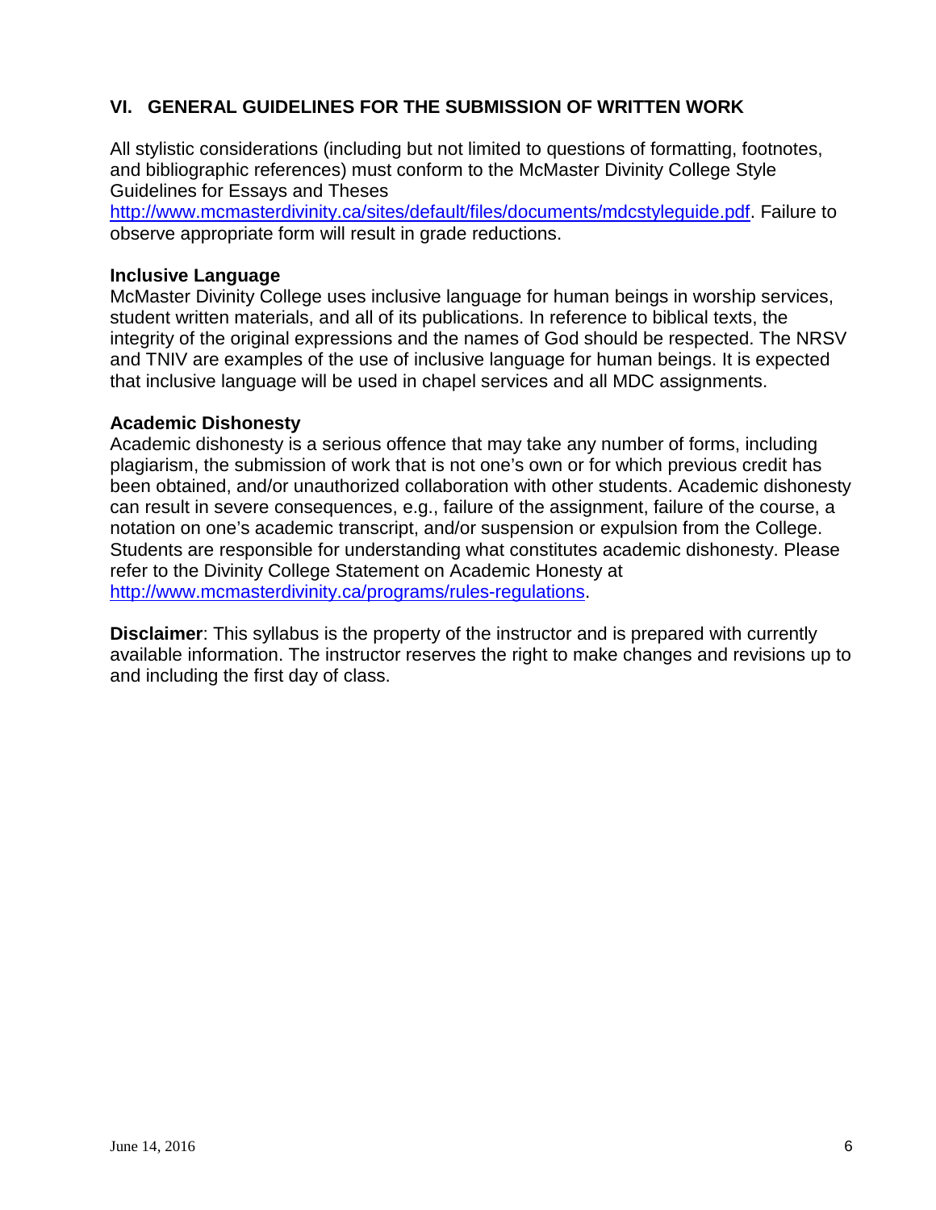## VI. GENERAL GUIDELINES FOR THE SUBMISSION OF WRITTEN WORK

All stylistic considerations (including but not limited to questions of formatting, footnotes, and bibliographic references) must conform to the McMaster Divinity College Style Guidelines for Essays and Theses http://www.mcmasterdivinity.ca/sites/default/files/documents/mdcstyleguide.pdf. Failure to observe appropriate form will result in grade reductions.

### Inclusive Language

McMaster Divinity College uses inclusive language for human beings in worship services, student written materials, and all of its publications. In reference to biblical texts, the integrity of the original expressions and the names of God should be respected. The NRSV and TNIV are examples of the use of inclusive language for human beings. It is expected that inclusive language will be used in chapel services and all MDC assignments.

### Academic Dishonesty

Academic dishonesty is a serious offence that may take any number of forms, including plagiarism, the submission of work that is not one's own or for which previous credit has been obtained, and/or unauthorized collaboration with other students. Academic dishonesty can result in severe consequences, e.g., failure of the assignment, failure of the course, a notation on one's academic transcript, and/or suspension or expulsion from the College. Students are responsible for understanding what constitutes academic dishonesty. Please refer to the Divinity College Statement on Academic Honesty at http://www.mcmasterdivinity.ca/programs/rules-regulations.

**Disclaimer**: This syllabus is the property of the instructor and is prepared with currently available information. The instructor reserves the right to make changes and revisions up to and including the first day of class.

June 14, 2016